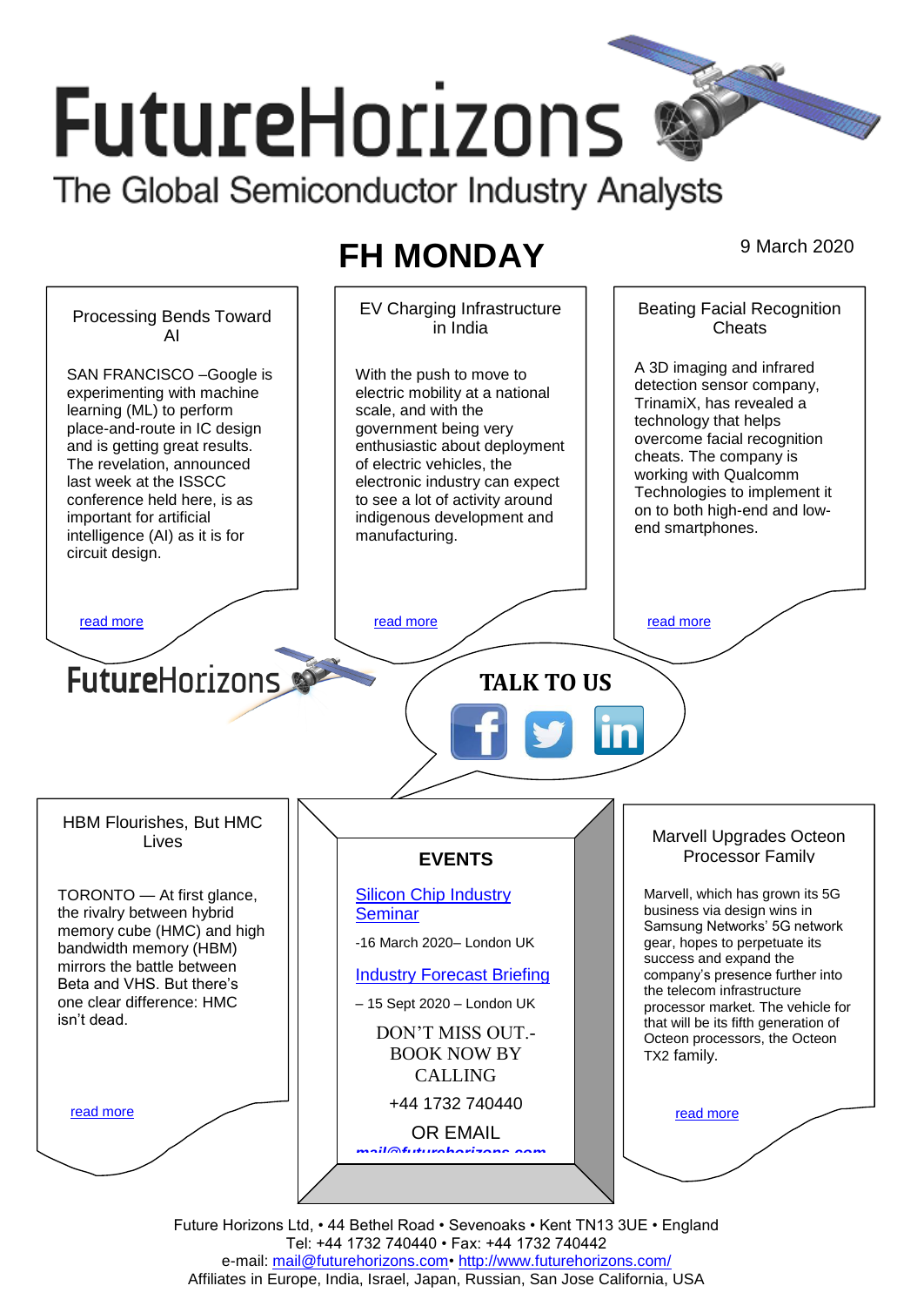# FutureHorizons

The Global Semiconductor Industry Analysts

## FH MONDAY

9 March 2020

### Processing Bends Toward AI

SAN FRANCISCO –Google is experimenting with machine learning (ML) to perform place-and-route in IC design and is getting great results. The revelation, announced last week at the ISSCC conference held here, is as important for artificial intelligence (AI) as it is for circuit design.

read more

### EV Charging Infrastructure in India

With the push to move to electric mobility at a national scale, and with the government being very enthusiastic about deployment of electric vehicles, the electronic industry can expect to see a lot of activity around indigenous development and manufacturing.

read more

### Beating Facial Recognition Cheats

A 3D imaging and infrared detection sensor company, TrinamiX, has revealed a technology that helps overcome facial recognition cheats. The company is working with Qualcomm Technologies to implement it on to both high-end and low-end smartphones.

read more

FutureHorizons

**TALK TO US**

### HBM Flourishes, But HMC Lives

TORONTO — At first glance, the rivalry between hybrid memory cube (HMC) and high bandwidth memory (HBM) mirrors the battle between Beta and VHS. But there's one clear difference: HMC isn't dead.

read more

### EVENTS

Silicon Chip Industry Seminar

-16 March 2020– London UK

Industry Forecast Briefing

– 15 Sept 2020 – London UK

DON'T MISS OUT.- BOOK NOW BY CALLING

+44 1732 740440

OR EMAIL

mail@futurehorizons.com

### Marvell Upgrades Octeon Processor Family

Marvell, which has grown its 5G business via design wins in Samsung Networks' 5G network gear, hopes to perpetuate its success and expand the company's presence further into the telecom infrastructure processor market. The vehicle for that will be its fifth generation of Octeon processors, the Octeon TX2 family.

read more

Future Horizons Ltd, • 44 Bethel Road • Sevenoaks • Kent TN13 3UE • England
Tel: +44 1732 740440 • Fax: +44 1732 740442
e-mail: mail@futurehorizons.com• http://www.futurehorizons.com/
Affiliates in Europe, India, Israel, Japan, Russian, San Jose California, USA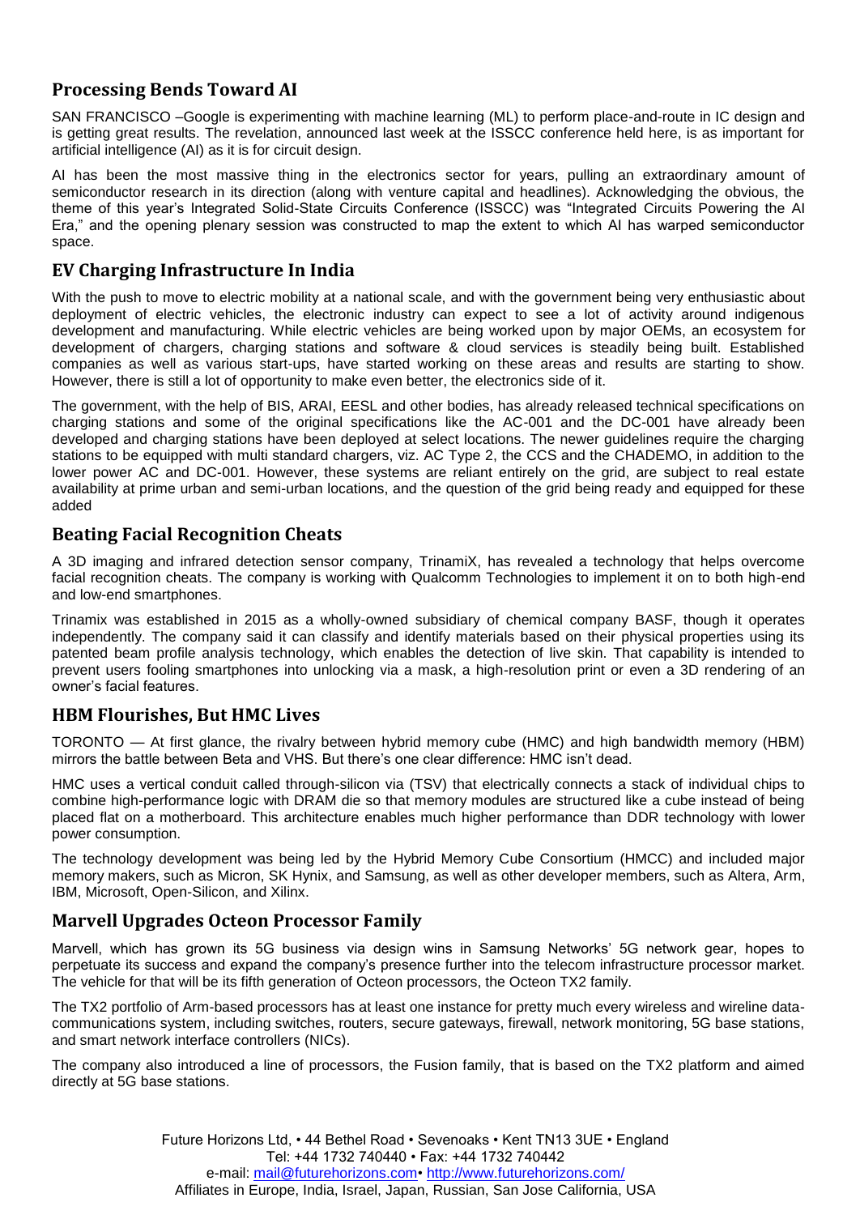## Processing Bends Toward AI

SAN FRANCISCO –Google is experimenting with machine learning (ML) to perform place-and-route in IC design and is getting great results. The revelation, announced last week at the ISSCC conference held here, is as important for artificial intelligence (AI) as it is for circuit design.

AI has been the most massive thing in the electronics sector for years, pulling an extraordinary amount of semiconductor research in its direction (along with venture capital and headlines). Acknowledging the obvious, the theme of this year's Integrated Solid-State Circuits Conference (ISSCC) was "Integrated Circuits Powering the AI Era," and the opening plenary session was constructed to map the extent to which AI has warped semiconductor space.

## EV Charging Infrastructure In India

With the push to move to electric mobility at a national scale, and with the government being very enthusiastic about deployment of electric vehicles, the electronic industry can expect to see a lot of activity around indigenous development and manufacturing. While electric vehicles are being worked upon by major OEMs, an ecosystem for development of chargers, charging stations and software & cloud services is steadily being built. Established companies as well as various start-ups, have started working on these areas and results are starting to show. However, there is still a lot of opportunity to make even better, the electronics side of it.

The government, with the help of BIS, ARAI, EESL and other bodies, has already released technical specifications on charging stations and some of the original specifications like the AC-001 and the DC-001 have already been developed and charging stations have been deployed at select locations. The newer guidelines require the charging stations to be equipped with multi standard chargers, viz. AC Type 2, the CCS and the CHADEMO, in addition to the lower power AC and DC-001. However, these systems are reliant entirely on the grid, are subject to real estate availability at prime urban and semi-urban locations, and the question of the grid being ready and equipped for these added

## Beating Facial Recognition Cheats

A 3D imaging and infrared detection sensor company, TrinamiX, has revealed a technology that helps overcome facial recognition cheats. The company is working with Qualcomm Technologies to implement it on to both high-end and low-end smartphones.

Trinamix was established in 2015 as a wholly-owned subsidiary of chemical company BASF, though it operates independently. The company said it can classify and identify materials based on their physical properties using its patented beam profile analysis technology, which enables the detection of live skin. That capability is intended to prevent users fooling smartphones into unlocking via a mask, a high-resolution print or even a 3D rendering of an owner's facial features.

## HBM Flourishes, But HMC Lives

TORONTO — At first glance, the rivalry between hybrid memory cube (HMC) and high bandwidth memory (HBM) mirrors the battle between Beta and VHS. But there's one clear difference: HMC isn't dead.

HMC uses a vertical conduit called through-silicon via (TSV) that electrically connects a stack of individual chips to combine high-performance logic with DRAM die so that memory modules are structured like a cube instead of being placed flat on a motherboard. This architecture enables much higher performance than DDR technology with lower power consumption.

The technology development was being led by the Hybrid Memory Cube Consortium (HMCC) and included major memory makers, such as Micron, SK Hynix, and Samsung, as well as other developer members, such as Altera, Arm, IBM, Microsoft, Open-Silicon, and Xilinx.

## Marvell Upgrades Octeon Processor Family

Marvell, which has grown its 5G business via design wins in Samsung Networks' 5G network gear, hopes to perpetuate its success and expand the company's presence further into the telecom infrastructure processor market. The vehicle for that will be its fifth generation of Octeon processors, the Octeon TX2 family.

The TX2 portfolio of Arm-based processors has at least one instance for pretty much every wireless and wireline data-communications system, including switches, routers, secure gateways, firewall, network monitoring, 5G base stations, and smart network interface controllers (NICs).

The company also introduced a line of processors, the Fusion family, that is based on the TX2 platform and aimed directly at 5G base stations.